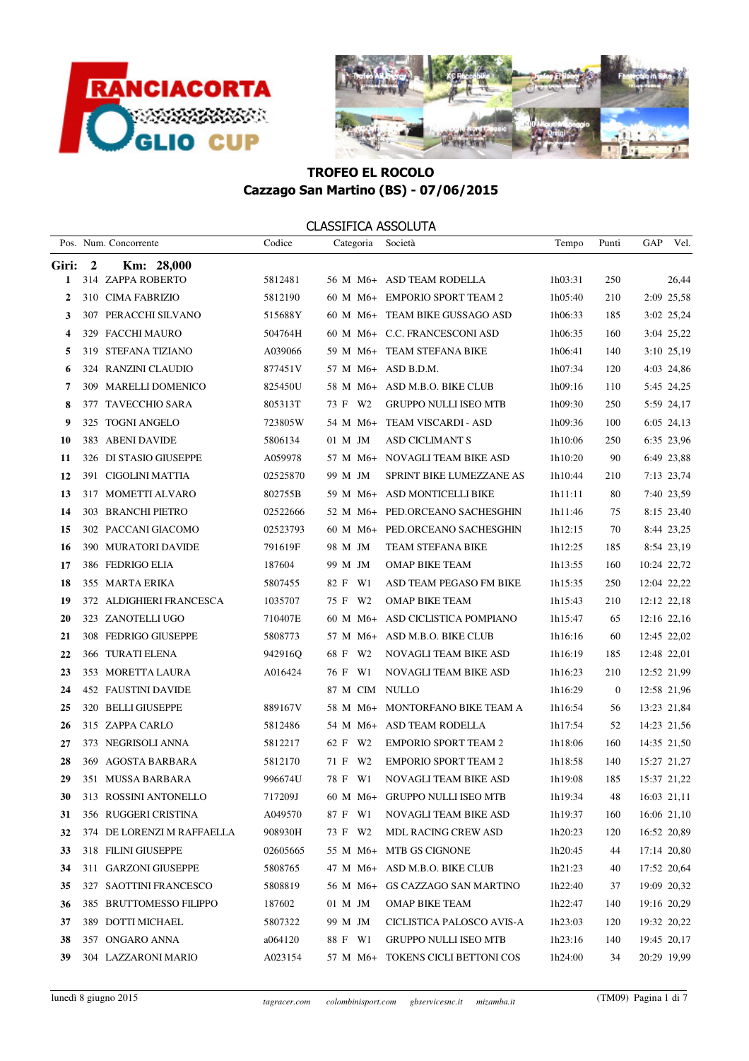## TROFEO EL ROCOLO
## Cazzago San Martino (BS) - 07/06/2015

### CLASSIFICA ASSOLUTA

**Giri: 2 Km: 28,000**

| Pos. | Num. | Concorrente | Codice | Anno | Sesso | Categoria | Società | Tempo | Punti | GAP | Vel. |
|---|---|---|---|---|---|---|---|---|---|---|---|
| 1 | 314 | ZAPPA ROBERTO | 5812481 | 56 | M | M6+ | ASD TEAM RODELLA | 1h03:31 | 250 | | 26,44 |
| 2 | 310 | CIMA FABRIZIO | 5812190 | 60 | M | M6+ | EMPORIO SPORT TEAM 2 | 1h05:40 | 210 | 2:09 | 25,58 |
| 3 | 307 | PERACCHI SILVANO | 515688Y | 60 | M | M6+ | TEAM BIKE GUSSAGO ASD | 1h06:33 | 185 | 3:02 | 25,24 |
| 4 | 329 | FACCHI MAURO | 504764H | 60 | M | M6+ | C.C. FRANCESCONI ASD | 1h06:35 | 160 | 3:04 | 25,22 |
| 5 | 319 | STEFANA TIZIANO | A039066 | 59 | M | M6+ | TEAM STEFANA BIKE | 1h06:41 | 140 | 3:10 | 25,19 |
| 6 | 324 | RANZINI CLAUDIO | 877451V | 57 | M | M6+ | ASD B.D.M. | 1h07:34 | 120 | 4:03 | 24,86 |
| 7 | 309 | MARELLI DOMENICO | 825450U | 58 | M | M6+ | ASD M.B.O. BIKE CLUB | 1h09:16 | 110 | 5:45 | 24,25 |
| 8 | 377 | TAVECCHIO SARA | 805313T | 73 | F | W2 | GRUPPO NULLI ISEO MTB | 1h09:30 | 250 | 5:59 | 24,17 |
| 9 | 325 | TOGNI ANGELO | 723805W | 54 | M | M6+ | TEAM VISCARDI - ASD | 1h09:36 | 100 | 6:05 | 24,13 |
| 10 | 383 | ABENI DAVIDE | 5806134 | 01 | M | JM | ASD CICLIMANT S | 1h10:06 | 250 | 6:35 | 23,96 |
| 11 | 326 | DI STASIO GIUSEPPE | A059978 | 57 | M | M6+ | NOVAGLI TEAM BIKE ASD | 1h10:20 | 90 | 6:49 | 23,88 |
| 12 | 391 | CIGOLINI MATTIA | 02525870 | 99 | M | JM | SPRINT BIKE LUMEZZANE AS | 1h10:44 | 210 | 7:13 | 23,74 |
| 13 | 317 | MOMETTI ALVARO | 802755B | 59 | M | M6+ | ASD MONTICELLI BIKE | 1h11:11 | 80 | 7:40 | 23,59 |
| 14 | 303 | BRANCHI PIETRO | 02522666 | 52 | M | M6+ | PED.ORCEANO SACHESGHIN | 1h11:46 | 75 | 8:15 | 23,40 |
| 15 | 302 | PACCANI GIACOMO | 02523793 | 60 | M | M6+ | PED.ORCEANO SACHESGHIN | 1h12:15 | 70 | 8:44 | 23,25 |
| 16 | 390 | MURATORI DAVIDE | 791619F | 98 | M | JM | TEAM STEFANA BIKE | 1h12:25 | 185 | 8:54 | 23,19 |
| 17 | 386 | FEDRIGO ELIA | 187604 | 99 | M | JM | OMAP BIKE TEAM | 1h13:55 | 160 | 10:24 | 22,72 |
| 18 | 355 | MARTA ERIKA | 5807455 | 82 | F | W1 | ASD TEAM PEGASO FM BIKE | 1h15:35 | 250 | 12:04 | 22,22 |
| 19 | 372 | ALDIGHIERI FRANCESCA | 1035707 | 75 | F | W2 | OMAP BIKE TEAM | 1h15:43 | 210 | 12:12 | 22,18 |
| 20 | 323 | ZANOTELLI UGO | 710407E | 60 | M | M6+ | ASD CICLISTICA POMPIANO | 1h15:47 | 65 | 12:16 | 22,16 |
| 21 | 308 | FEDRIGO GIUSEPPE | 5808773 | 57 | M | M6+ | ASD M.B.O. BIKE CLUB | 1h16:16 | 60 | 12:45 | 22,02 |
| 22 | 366 | TURATI ELENA | 942916Q | 68 | F | W2 | NOVAGLI TEAM BIKE ASD | 1h16:19 | 185 | 12:48 | 22,01 |
| 23 | 353 | MORETTA LAURA | A016424 | 76 | F | W1 | NOVAGLI TEAM BIKE ASD | 1h16:23 | 210 | 12:52 | 21,99 |
| 24 | 452 | FAUSTINI DAVIDE | | 87 | M | CIM | NULLO | 1h16:29 | 0 | 12:58 | 21,96 |
| 25 | 320 | BELLI GIUSEPPE | 889167V | 58 | M | M6+ | MONTORFANO BIKE TEAM A | 1h16:54 | 56 | 13:23 | 21,84 |
| 26 | 315 | ZAPPA CARLO | 5812486 | 54 | M | M6+ | ASD TEAM RODELLA | 1h17:54 | 52 | 14:23 | 21,56 |
| 27 | 373 | NEGRISOLI ANNA | 5812217 | 62 | F | W2 | EMPORIO SPORT TEAM 2 | 1h18:06 | 160 | 14:35 | 21,50 |
| 28 | 369 | AGOSTA BARBARA | 5812170 | 71 | F | W2 | EMPORIO SPORT TEAM 2 | 1h18:58 | 140 | 15:27 | 21,27 |
| 29 | 351 | MUSSA BARBARA | 996674U | 78 | F | W1 | NOVAGLI TEAM BIKE ASD | 1h19:08 | 185 | 15:37 | 21,22 |
| 30 | 313 | ROSSINI ANTONELLO | 717209J | 60 | M | M6+ | GRUPPO NULLI ISEO MTB | 1h19:34 | 48 | 16:03 | 21,11 |
| 31 | 356 | RUGGERI CRISTINA | A049570 | 87 | F | W1 | NOVAGLI TEAM BIKE ASD | 1h19:37 | 160 | 16:06 | 21,10 |
| 32 | 374 | DE LORENZI M RAFFAELLA | 908930H | 73 | F | W2 | MDL RACING CREW ASD | 1h20:23 | 120 | 16:52 | 20,89 |
| 33 | 318 | FILINI GIUSEPPE | 02605665 | 55 | M | M6+ | MTB GS CIGNONE | 1h20:45 | 44 | 17:14 | 20,80 |
| 34 | 311 | GARZONI GIUSEPPE | 5808765 | 47 | M | M6+ | ASD M.B.O. BIKE CLUB | 1h21:23 | 40 | 17:52 | 20,64 |
| 35 | 327 | SAOTTINI FRANCESCO | 5808819 | 56 | M | M6+ | GS CAZZAGO SAN MARTINO | 1h22:40 | 37 | 19:09 | 20,32 |
| 36 | 385 | BRUTTOMESSO FILIPPO | 187602 | 01 | M | JM | OMAP BIKE TEAM | 1h22:47 | 140 | 19:16 | 20,29 |
| 37 | 389 | DOTTI MICHAEL | 5807322 | 99 | M | JM | CICLISTICA PALOSCO AVIS-A | 1h23:03 | 120 | 19:32 | 20,22 |
| 38 | 357 | ONGARO ANNA | a064120 | 88 | F | W1 | GRUPPO NULLI ISEO MTB | 1h23:16 | 140 | 19:45 | 20,17 |
| 39 | 304 | LAZZARONI MARIO | A023154 | 57 | M | M6+ | TOKENS CICLI BETTONI COS | 1h24:00 | 34 | 20:29 | 19,99 |

lunedì 8 giugno 2015 — *tagracer.com colombinisport.com gbservicesnc.it mizamba.it* — (TM09)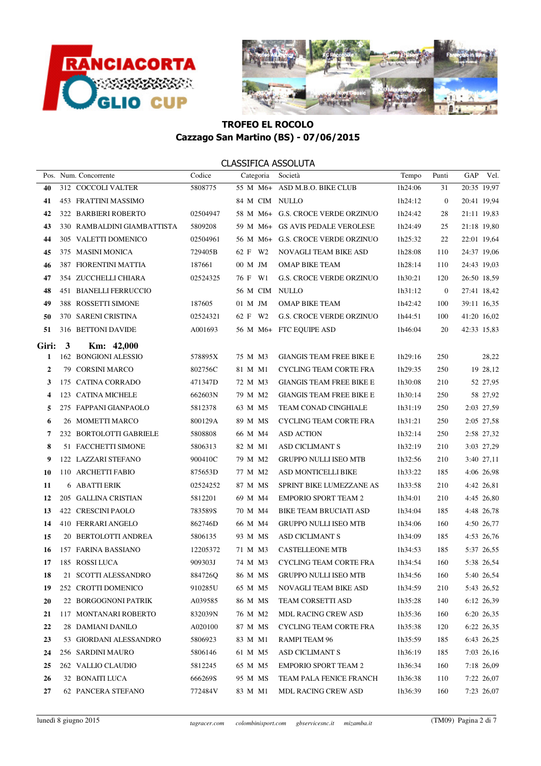## TROFEO EL ROCOLO
## Cazzago San Martino (BS) - 07/06/2015

### CLASSIFICA ASSOLUTA

| Pos. | Num. | Concorrente | Codice | | | Categoria | Società | Tempo | Punti | GAP | Vel. |
|---|---|---|---|---|---|---|---|---|---|---|---|
| 40 | 312 | COCCOLI VALTER | 5808775 | 55 | M | M6+ | ASD M.B.O. BIKE CLUB | 1h24:06 | 31 | 20:35 | 19,97 |
| 41 | 453 | FRATTINI MASSIMO | | 84 | M | CIM | NULLO | 1h24:12 | 0 | 20:41 | 19,94 |
| 42 | 322 | BARBIERI ROBERTO | 02504947 | 58 | M | M6+ | G.S. CROCE VERDE ORZINUO | 1h24:42 | 28 | 21:11 | 19,83 |
| 43 | 330 | RAMBALDINI GIAMBATTISTA | 5809208 | 59 | M | M6+ | GS AVIS PEDALE VEROLESE | 1h24:49 | 25 | 21:18 | 19,80 |
| 44 | 305 | VALETTI DOMENICO | 02504961 | 56 | M | M6+ | G.S. CROCE VERDE ORZINUO | 1h25:32 | 22 | 22:01 | 19,64 |
| 45 | 375 | MASINI MONICA | 729405B | 62 | F | W2 | NOVAGLI TEAM BIKE ASD | 1h28:08 | 110 | 24:37 | 19,06 |
| 46 | 387 | FIORENTINI MATTIA | 187661 | 00 | M | JM | OMAP BIKE TEAM | 1h28:14 | 110 | 24:43 | 19,03 |
| 47 | 354 | ZUCCHELLI CHIARA | 02524325 | 76 | F | W1 | G.S. CROCE VERDE ORZINUO | 1h30:21 | 120 | 26:50 | 18,59 |
| 48 | 451 | BIANELLI FERRUCCIO | | 56 | M | CIM | NULLO | 1h31:12 | 0 | 27:41 | 18,42 |
| 49 | 388 | ROSSETTI SIMONE | 187605 | 01 | M | JM | OMAP BIKE TEAM | 1h42:42 | 100 | 39:11 | 16,35 |
| 50 | 370 | SARENI CRISTINA | 02524321 | 62 | F | W2 | G.S. CROCE VERDE ORZINUO | 1h44:51 | 100 | 41:20 | 16,02 |
| 51 | 316 | BETTONI DAVIDE | A001693 | 56 | M | M6+ | FTC EQUIPE ASD | 1h46:04 | 20 | 42:33 | 15,83 |
| **Giri: 3** | | **Km: 42,000** | | | | | | | | | |
| 1 | 162 | BONGIONI ALESSIO | 578895X | 75 | M | M3 | GIANGIS TEAM FREE BIKE E | 1h29:16 | 250 | | 28,22 |
| 2 | 79 | CORSINI MARCO | 802756C | 81 | M | M1 | CYCLING TEAM CORTE FRA | 1h29:35 | 250 | 19 | 28,12 |
| 3 | 175 | CATINA CORRADO | 471347D | 72 | M | M3 | GIANGIS TEAM FREE BIKE E | 1h30:08 | 210 | 52 | 27,95 |
| 4 | 123 | CATINA MICHELE | 662603N | 79 | M | M2 | GIANGIS TEAM FREE BIKE E | 1h30:14 | 250 | 58 | 27,92 |
| 5 | 275 | FAPPANI GIANPAOLO | 5812378 | 63 | M | M5 | TEAM CONAD CINGHIALE | 1h31:19 | 250 | 2:03 | 27,59 |
| 6 | 26 | MOMETTI MARCO | 800129A | 89 | M | MS | CYCLING TEAM CORTE FRA | 1h31:21 | 250 | 2:05 | 27,58 |
| 7 | 232 | BORTOLOTTI GABRIELE | 5808808 | 66 | M | M4 | ASD ACTION | 1h32:14 | 250 | 2:58 | 27,32 |
| 8 | 51 | FACCHETTI SIMONE | 5806313 | 82 | M | M1 | ASD CICLIMANT S | 1h32:19 | 210 | 3:03 | 27,29 |
| 9 | 122 | LAZZARI STEFANO | 900410C | 79 | M | M2 | GRUPPO NULLI ISEO MTB | 1h32:56 | 210 | 3:40 | 27,11 |
| 10 | 110 | ARCHETTI FABIO | 875653D | 77 | M | M2 | ASD MONTICELLI BIKE | 1h33:22 | 185 | 4:06 | 26,98 |
| 11 | 6 | ABATTI ERIK | 02524252 | 87 | M | MS | SPRINT BIKE LUMEZZANE AS | 1h33:58 | 210 | 4:42 | 26,81 |
| 12 | 205 | GALLINA CRISTIAN | 5812201 | 69 | M | M4 | EMPORIO SPORT TEAM 2 | 1h34:01 | 210 | 4:45 | 26,80 |
| 13 | 422 | CRESCINI PAOLO | 783589S | 70 | M | M4 | BIKE TEAM BRUCIATI ASD | 1h34:04 | 185 | 4:48 | 26,78 |
| 14 | 410 | FERRARI ANGELO | 862746D | 66 | M | M4 | GRUPPO NULLI ISEO MTB | 1h34:06 | 160 | 4:50 | 26,77 |
| 15 | 20 | BERTOLOTTI ANDREA | 5806135 | 93 | M | MS | ASD CICLIMANT S | 1h34:09 | 185 | 4:53 | 26,76 |
| 16 | 157 | FARINA BASSIANO | 12205372 | 71 | M | M3 | CASTELLEONE MTB | 1h34:53 | 185 | 5:37 | 26,55 |
| 17 | 185 | ROSSI LUCA | 909303J | 74 | M | M3 | CYCLING TEAM CORTE FRA | 1h34:54 | 160 | 5:38 | 26,54 |
| 18 | 21 | SCOTTI ALESSANDRO | 884726Q | 86 | M | MS | GRUPPO NULLI ISEO MTB | 1h34:56 | 160 | 5:40 | 26,54 |
| 19 | 252 | CROTTI DOMENICO | 910285U | 65 | M | M5 | NOVAGLI TEAM BIKE ASD | 1h34:59 | 210 | 5:43 | 26,52 |
| 20 | 22 | BORGOGNONI PATRIK | A039585 | 86 | M | MS | TEAM CORSETTI ASD | 1h35:28 | 140 | 6:12 | 26,39 |
| 21 | 117 | MONTANARI ROBERTO | 832039N | 76 | M | M2 | MDL RACING CREW ASD | 1h35:36 | 160 | 6:20 | 26,35 |
| 22 | 28 | DAMIANI DANILO | A020100 | 87 | M | MS | CYCLING TEAM CORTE FRA | 1h35:38 | 120 | 6:22 | 26,35 |
| 23 | 53 | GIORDANI ALESSANDRO | 5806923 | 83 | M | M1 | RAMPI TEAM 96 | 1h35:59 | 185 | 6:43 | 26,25 |
| 24 | 256 | SARDINI MAURO | 5806146 | 61 | M | M5 | ASD CICLIMANT S | 1h36:19 | 185 | 7:03 | 26,16 |
| 25 | 262 | VALLIO CLAUDIO | 5812245 | 65 | M | M5 | EMPORIO SPORT TEAM 2 | 1h36:34 | 160 | 7:18 | 26,09 |
| 26 | 32 | BONAITI LUCA | 666269S | 95 | M | MS | TEAM PALA FENICE FRANCH | 1h36:38 | 110 | 7:22 | 26,07 |
| 27 | 62 | PANCERA STEFANO | 772484V | 83 | M | M1 | MDL RACING CREW ASD | 1h36:39 | 160 | 7:23 | 26,07 |

lunedì 8 giugno 2015 — *tagracer.com* *colombinisport.com* *gbservicesnc.it* *mizamba.it* — (TM09)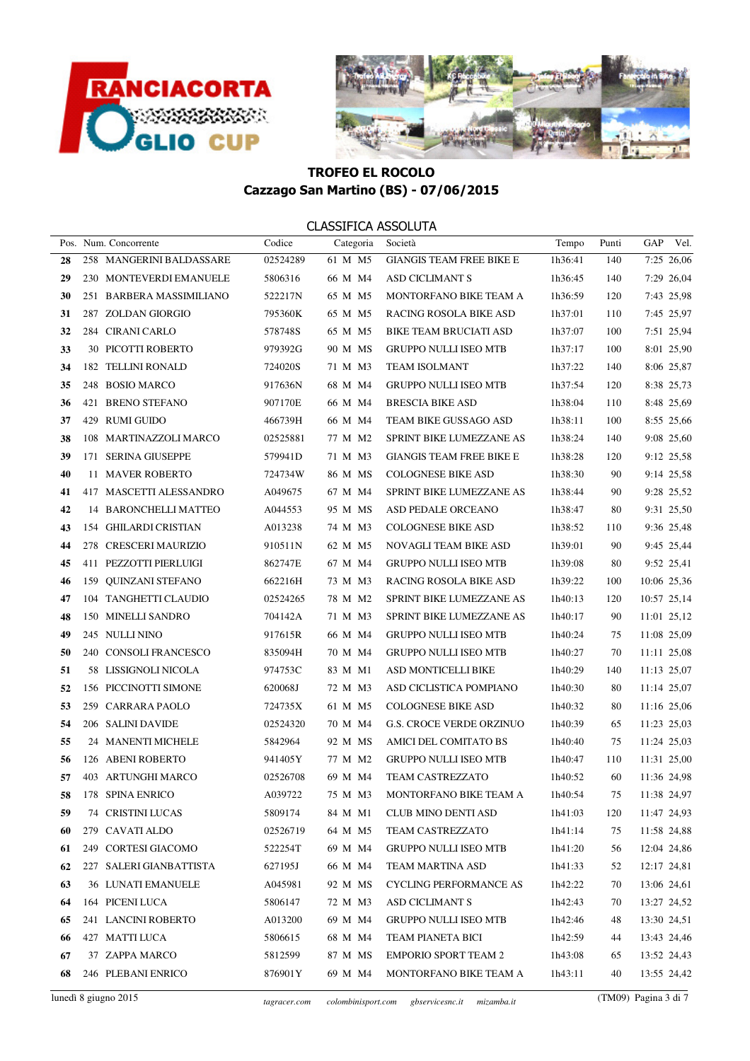## TROFEO EL ROCOLO

**Cazzago San Martino (BS) - 07/06/2015**

### CLASSIFICA ASSOLUTA

| Pos. | Num. | Concorrente | Codice | Categoria | Società | Tempo | Punti | GAP | Vel. |
|---|---|---|---|---|---|---|---|---|---|
| 28 | 258 | MANGERINI BALDASSARE | 02524289 | 61 M M5 | GIANGIS TEAM FREE BIKE E | 1h36:41 | 140 | 7:25 | 26,06 |
| 29 | 230 | MONTEVERDI EMANUELE | 5806316 | 66 M M4 | ASD CICLIMANT S | 1h36:45 | 140 | 7:29 | 26,04 |
| 30 | 251 | BARBERA MASSIMILIANO | 522217N | 65 M M5 | MONTORFANO BIKE TEAM A | 1h36:59 | 120 | 7:43 | 25,98 |
| 31 | 287 | ZOLDAN GIORGIO | 795360K | 65 M M5 | RACING ROSOLA BIKE ASD | 1h37:01 | 110 | 7:45 | 25,97 |
| 32 | 284 | CIRANI CARLO | 578748S | 65 M M5 | BIKE TEAM BRUCIATI ASD | 1h37:07 | 100 | 7:51 | 25,94 |
| 33 | 30 | PICOTTI ROBERTO | 979392G | 90 M MS | GRUPPO NULLI ISEO MTB | 1h37:17 | 100 | 8:01 | 25,90 |
| 34 | 182 | TELLINI RONALD | 724020S | 71 M M3 | TEAM ISOLMANT | 1h37:22 | 140 | 8:06 | 25,87 |
| 35 | 248 | BOSIO MARCO | 917636N | 68 M M4 | GRUPPO NULLI ISEO MTB | 1h37:54 | 120 | 8:38 | 25,73 |
| 36 | 421 | BRENO STEFANO | 907170E | 66 M M4 | BRESCIA BIKE ASD | 1h38:04 | 110 | 8:48 | 25,69 |
| 37 | 429 | RUMI GUIDO | 466739H | 66 M M4 | TEAM BIKE GUSSAGO ASD | 1h38:11 | 100 | 8:55 | 25,66 |
| 38 | 108 | MARTINAZZOLI MARCO | 02525881 | 77 M M2 | SPRINT BIKE LUMEZZANE AS | 1h38:24 | 140 | 9:08 | 25,60 |
| 39 | 171 | SERINA GIUSEPPE | 579941D | 71 M M3 | GIANGIS TEAM FREE BIKE E | 1h38:28 | 120 | 9:12 | 25,58 |
| 40 | 11 | MAVER ROBERTO | 724734W | 86 M MS | COLOGNESE BIKE ASD | 1h38:30 | 90 | 9:14 | 25,58 |
| 41 | 417 | MASCETTI ALESSANDRO | A049675 | 67 M M4 | SPRINT BIKE LUMEZZANE AS | 1h38:44 | 90 | 9:28 | 25,52 |
| 42 | 14 | BARONCHELLI MATTEO | A044553 | 95 M MS | ASD PEDALE ORCEANO | 1h38:47 | 80 | 9:31 | 25,50 |
| 43 | 154 | GHILARDI CRISTIAN | A013238 | 74 M M3 | COLOGNESE BIKE ASD | 1h38:52 | 110 | 9:36 | 25,48 |
| 44 | 278 | CRESCERI MAURIZIO | 910511N | 62 M M5 | NOVAGLI TEAM BIKE ASD | 1h39:01 | 90 | 9:45 | 25,44 |
| 45 | 411 | PEZZOTTI PIERLUIGI | 862747E | 67 M M4 | GRUPPO NULLI ISEO MTB | 1h39:08 | 80 | 9:52 | 25,41 |
| 46 | 159 | QUINZANI STEFANO | 662216H | 73 M M3 | RACING ROSOLA BIKE ASD | 1h39:22 | 100 | 10:06 | 25,36 |
| 47 | 104 | TANGHETTI CLAUDIO | 02524265 | 78 M M2 | SPRINT BIKE LUMEZZANE AS | 1h40:13 | 120 | 10:57 | 25,14 |
| 48 | 150 | MINELLI SANDRO | 704142A | 71 M M3 | SPRINT BIKE LUMEZZANE AS | 1h40:17 | 90 | 11:01 | 25,12 |
| 49 | 245 | NULLI NINO | 917615R | 66 M M4 | GRUPPO NULLI ISEO MTB | 1h40:24 | 75 | 11:08 | 25,09 |
| 50 | 240 | CONSOLI FRANCESCO | 835094H | 70 M M4 | GRUPPO NULLI ISEO MTB | 1h40:27 | 70 | 11:11 | 25,08 |
| 51 | 58 | LISSIGNOLI NICOLA | 974753C | 83 M M1 | ASD MONTICELLI BIKE | 1h40:29 | 140 | 11:13 | 25,07 |
| 52 | 156 | PICCINOTTI SIMONE | 620068J | 72 M M3 | ASD CICLISTICA POMPIANO | 1h40:30 | 80 | 11:14 | 25,07 |
| 53 | 259 | CARRARA PAOLO | 724735X | 61 M M5 | COLOGNESE BIKE ASD | 1h40:32 | 80 | 11:16 | 25,06 |
| 54 | 206 | SALINI DAVIDE | 02524320 | 70 M M4 | G.S. CROCE VERDE ORZINUO | 1h40:39 | 65 | 11:23 | 25,03 |
| 55 | 24 | MANENTI MICHELE | 5842964 | 92 M MS | AMICI DEL COMITATO BS | 1h40:40 | 75 | 11:24 | 25,03 |
| 56 | 126 | ABENI ROBERTO | 941405Y | 77 M M2 | GRUPPO NULLI ISEO MTB | 1h40:47 | 110 | 11:31 | 25,00 |
| 57 | 403 | ARTUNGHI MARCO | 02526708 | 69 M M4 | TEAM CASTREZZATO | 1h40:52 | 60 | 11:36 | 24,98 |
| 58 | 178 | SPINA ENRICO | A039722 | 75 M M3 | MONTORFANO BIKE TEAM A | 1h40:54 | 75 | 11:38 | 24,97 |
| 59 | 74 | CRISTINI LUCAS | 5809174 | 84 M M1 | CLUB MINO DENTI ASD | 1h41:03 | 120 | 11:47 | 24,93 |
| 60 | 279 | CAVATI ALDO | 02526719 | 64 M M5 | TEAM CASTREZZATO | 1h41:14 | 75 | 11:58 | 24,88 |
| 61 | 249 | CORTESI GIACOMO | 522254T | 69 M M4 | GRUPPO NULLI ISEO MTB | 1h41:20 | 56 | 12:04 | 24,86 |
| 62 | 227 | SALERI GIANBATTISTA | 627195J | 66 M M4 | TEAM MARTINA ASD | 1h41:33 | 52 | 12:17 | 24,81 |
| 63 | 36 | LUNATI EMANUELE | A045981 | 92 M MS | CYCLING PERFORMANCE AS | 1h42:22 | 70 | 13:06 | 24,61 |
| 64 | 164 | PICENI LUCA | 5806147 | 72 M M3 | ASD CICLIMANT S | 1h42:43 | 70 | 13:27 | 24,52 |
| 65 | 241 | LANCINI ROBERTO | A013200 | 69 M M4 | GRUPPO NULLI ISEO MTB | 1h42:46 | 48 | 13:30 | 24,51 |
| 66 | 427 | MATTI LUCA | 5806615 | 68 M M4 | TEAM PIANETA BICI | 1h42:59 | 44 | 13:43 | 24,46 |
| 67 | 37 | ZAPPA MARCO | 5812599 | 87 M MS | EMPORIO SPORT TEAM 2 | 1h43:08 | 65 | 13:52 | 24,43 |
| 68 | 246 | PLEBANI ENRICO | 876901Y | 69 M M4 | MONTORFANO BIKE TEAM A | 1h43:11 | 40 | 13:55 | 24,42 |

lunedì 8 giugno 2015 — tagracer.com colombinisport.com gbservicesnc.it mizamba.it — (TM09)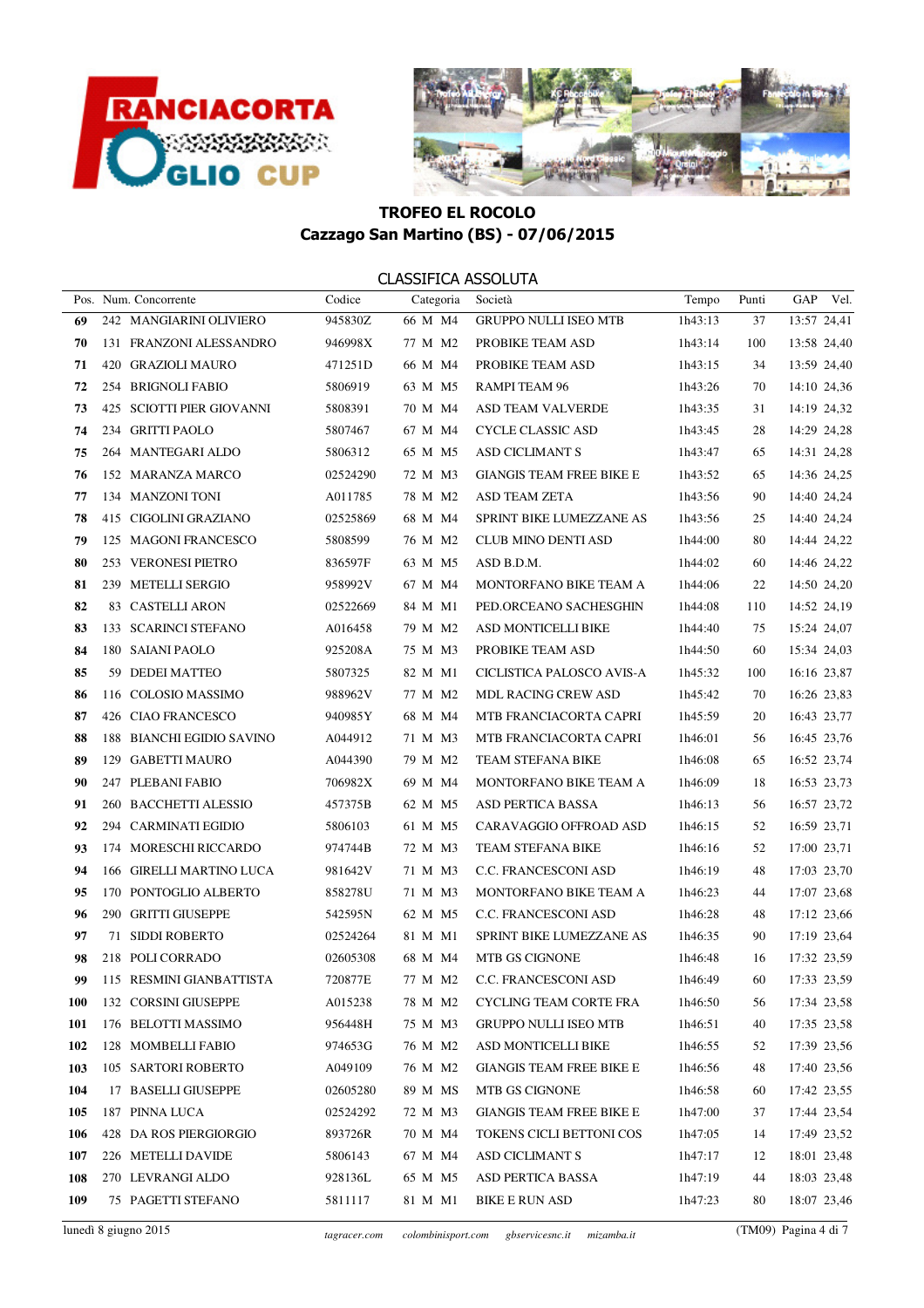## TROFEO EL ROCOLO
### Cazzago San Martino (BS) - 07/06/2015

### CLASSIFICA ASSOLUTA

| Pos. | Num. | Concorrente | Codice | Categoria | | | Società | Tempo | Punti | GAP | Vel. |
|---|---|---|---|---|---|---|---|---|---|---|---|
| 69 | 242 | MANGIARINI OLIVIERO | 945830Z | 66 | M | M4 | GRUPPO NULLI ISEO MTB | 1h43:13 | 37 | 13:57 | 24,41 |
| 70 | 131 | FRANZONI ALESSANDRO | 946998X | 77 | M | M2 | PROBIKE TEAM ASD | 1h43:14 | 100 | 13:58 | 24,40 |
| 71 | 420 | GRAZIOLI MAURO | 471251D | 66 | M | M4 | PROBIKE TEAM ASD | 1h43:15 | 34 | 13:59 | 24,40 |
| 72 | 254 | BRIGNOLI FABIO | 5806919 | 63 | M | M5 | RAMPI TEAM 96 | 1h43:26 | 70 | 14:10 | 24,36 |
| 73 | 425 | SCIOTTI PIER GIOVANNI | 5808391 | 70 | M | M4 | ASD TEAM VALVERDE | 1h43:35 | 31 | 14:19 | 24,32 |
| 74 | 234 | GRITTI PAOLO | 5807467 | 67 | M | M4 | CYCLE CLASSIC ASD | 1h43:45 | 28 | 14:29 | 24,28 |
| 75 | 264 | MANTEGARI ALDO | 5806312 | 65 | M | M5 | ASD CICLIMANT S | 1h43:47 | 65 | 14:31 | 24,28 |
| 76 | 152 | MARANZA MARCO | 02524290 | 72 | M | M3 | GIANGIS TEAM FREE BIKE E | 1h43:52 | 65 | 14:36 | 24,25 |
| 77 | 134 | MANZONI TONI | A011785 | 78 | M | M2 | ASD TEAM ZETA | 1h43:56 | 90 | 14:40 | 24,24 |
| 78 | 415 | CIGOLINI GRAZIANO | 02525869 | 68 | M | M4 | SPRINT BIKE LUMEZZANE AS | 1h43:56 | 25 | 14:40 | 24,24 |
| 79 | 125 | MAGONI FRANCESCO | 5808599 | 76 | M | M2 | CLUB MINO DENTI ASD | 1h44:00 | 80 | 14:44 | 24,22 |
| 80 | 253 | VERONESI PIETRO | 836597F | 63 | M | M5 | ASD B.D.M. | 1h44:02 | 60 | 14:46 | 24,22 |
| 81 | 239 | METELLI SERGIO | 958992V | 67 | M | M4 | MONTORFANO BIKE TEAM A | 1h44:06 | 22 | 14:50 | 24,20 |
| 82 | 83 | CASTELLI ARON | 02522669 | 84 | M | M1 | PED.ORCEANO SACHESGHIN | 1h44:08 | 110 | 14:52 | 24,19 |
| 83 | 133 | SCARINCI STEFANO | A016458 | 79 | M | M2 | ASD MONTICELLI BIKE | 1h44:40 | 75 | 15:24 | 24,07 |
| 84 | 180 | SAIANI PAOLO | 925208A | 75 | M | M3 | PROBIKE TEAM ASD | 1h44:50 | 60 | 15:34 | 24,03 |
| 85 | 59 | DEDEI MATTEO | 5807325 | 82 | M | M1 | CICLISTICA PALOSCO AVIS-A | 1h45:32 | 100 | 16:16 | 23,87 |
| 86 | 116 | COLOSIO MASSIMO | 988962V | 77 | M | M2 | MDL RACING CREW ASD | 1h45:42 | 70 | 16:26 | 23,83 |
| 87 | 426 | CIAO FRANCESCO | 940985Y | 68 | M | M4 | MTB FRANCIACORTA CAPRI | 1h45:59 | 20 | 16:43 | 23,77 |
| 88 | 188 | BIANCHI EGIDIO SAVINO | A044912 | 71 | M | M3 | MTB FRANCIACORTA CAPRI | 1h46:01 | 56 | 16:45 | 23,76 |
| 89 | 129 | GABETTI MAURO | A044390 | 79 | M | M2 | TEAM STEFANA BIKE | 1h46:08 | 65 | 16:52 | 23,74 |
| 90 | 247 | PLEBANI FABIO | 706982X | 69 | M | M4 | MONTORFANO BIKE TEAM A | 1h46:09 | 18 | 16:53 | 23,73 |
| 91 | 260 | BACCHETTI ALESSIO | 457375B | 62 | M | M5 | ASD PERTICA BASSA | 1h46:13 | 56 | 16:57 | 23,72 |
| 92 | 294 | CARMINATI EGIDIO | 5806103 | 61 | M | M5 | CARAVAGGIO OFFROAD ASD | 1h46:15 | 52 | 16:59 | 23,71 |
| 93 | 174 | MORESCHI RICCARDO | 974744B | 72 | M | M3 | TEAM STEFANA BIKE | 1h46:16 | 52 | 17:00 | 23,71 |
| 94 | 166 | GIRELLI MARTINO LUCA | 981642V | 71 | M | M3 | C.C. FRANCESCONI ASD | 1h46:19 | 48 | 17:03 | 23,70 |
| 95 | 170 | PONTOGLIO ALBERTO | 858278U | 71 | M | M3 | MONTORFANO BIKE TEAM A | 1h46:23 | 44 | 17:07 | 23,68 |
| 96 | 290 | GRITTI GIUSEPPE | 542595N | 62 | M | M5 | C.C. FRANCESCONI ASD | 1h46:28 | 48 | 17:12 | 23,66 |
| 97 | 71 | SIDDI ROBERTO | 02524264 | 81 | M | M1 | SPRINT BIKE LUMEZZANE AS | 1h46:35 | 90 | 17:19 | 23,64 |
| 98 | 218 | POLI CORRADO | 02605308 | 68 | M | M4 | MTB GS CIGNONE | 1h46:48 | 16 | 17:32 | 23,59 |
| 99 | 115 | RESMINI GIANBATTISTA | 720877E | 77 | M | M2 | C.C. FRANCESCONI ASD | 1h46:49 | 60 | 17:33 | 23,59 |
| 100 | 132 | CORSINI GIUSEPPE | A015238 | 78 | M | M2 | CYCLING TEAM CORTE FRA | 1h46:50 | 56 | 17:34 | 23,58 |
| 101 | 176 | BELOTTI MASSIMO | 956448H | 75 | M | M3 | GRUPPO NULLI ISEO MTB | 1h46:51 | 40 | 17:35 | 23,58 |
| 102 | 128 | MOMBELLI FABIO | 974653G | 76 | M | M2 | ASD MONTICELLI BIKE | 1h46:55 | 52 | 17:39 | 23,56 |
| 103 | 105 | SARTORI ROBERTO | A049109 | 76 | M | M2 | GIANGIS TEAM FREE BIKE E | 1h46:56 | 48 | 17:40 | 23,56 |
| 104 | 17 | BASELLI GIUSEPPE | 02605280 | 89 | M | MS | MTB GS CIGNONE | 1h46:58 | 60 | 17:42 | 23,55 |
| 105 | 187 | PINNA LUCA | 02524292 | 72 | M | M3 | GIANGIS TEAM FREE BIKE E | 1h47:00 | 37 | 17:44 | 23,54 |
| 106 | 428 | DA ROS PIERGIORGIO | 893726R | 70 | M | M4 | TOKENS CICLI BETTONI COS | 1h47:05 | 14 | 17:49 | 23,52 |
| 107 | 226 | METELLI DAVIDE | 5806143 | 67 | M | M4 | ASD CICLIMANT S | 1h47:17 | 12 | 18:01 | 23,48 |
| 108 | 270 | LEVRANGI ALDO | 928136L | 65 | M | M5 | ASD PERTICA BASSA | 1h47:19 | 44 | 18:03 | 23,48 |
| 109 | 75 | PAGETTI STEFANO | 5811117 | 81 | M | M1 | BIKE E RUN ASD | 1h47:23 | 80 | 18:07 | 23,46 |

lunedì 8 giugno 2015 — tagracer.com colombinisport.com gbservicesnc.it mizamba.it — (TM09)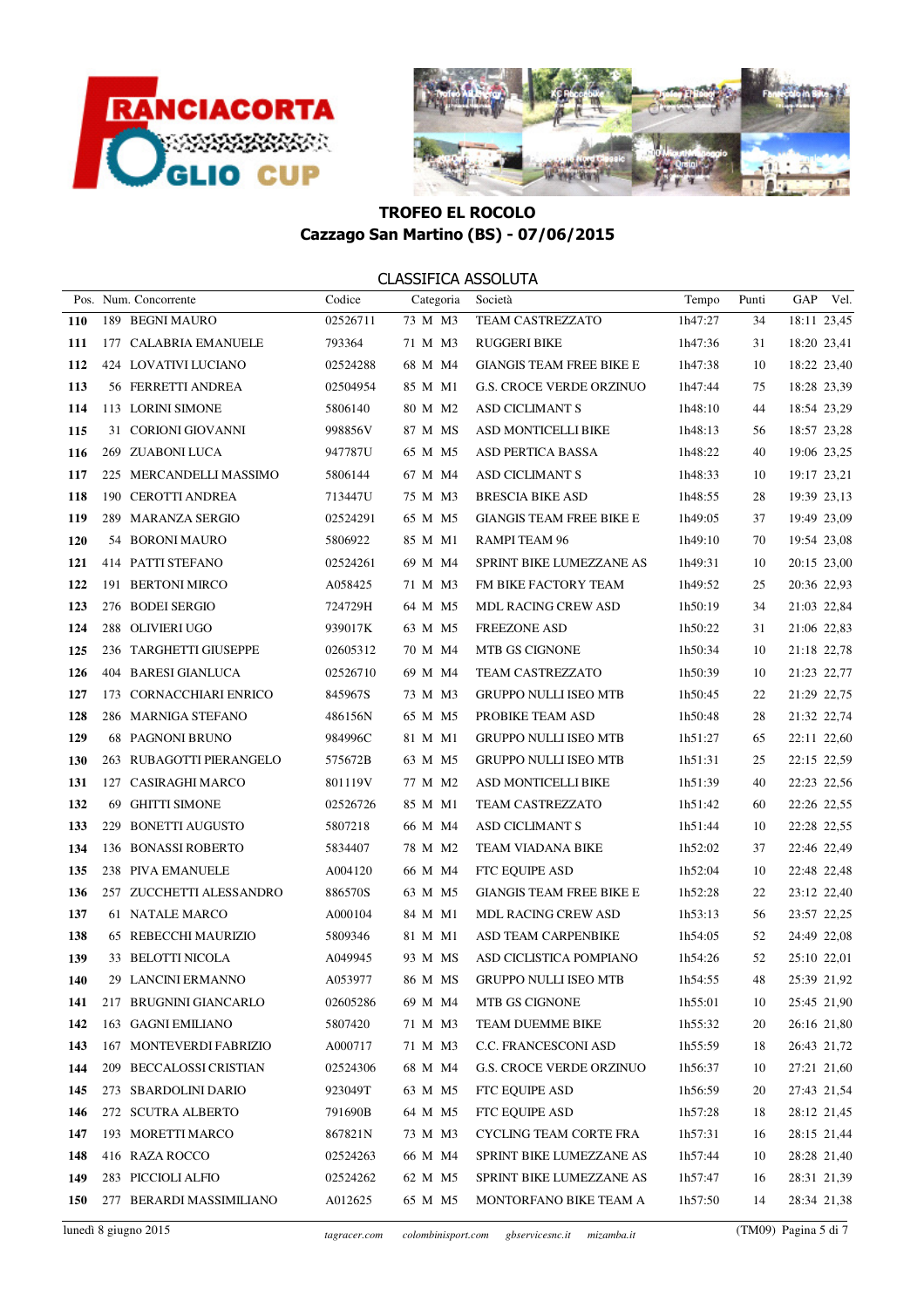# TROFEO EL ROCOLO

## Cazzago San Martino (BS) - 07/06/2015

### CLASSIFICA ASSOLUTA

| Pos. | Num. | Concorrente | Codice | Categoria | Società | Tempo | Punti | GAP | Vel. |
|---|---|---|---|---|---|---|---|---|---|
| **110** | 189 | BEGNI MAURO | 02526711 | 73 M M3 | TEAM CASTREZZATO | 1h47:27 | 34 | 18:11 | 23,45 |
| **111** | 177 | CALABRIA EMANUELE | 793364 | 71 M M3 | RUGGERI BIKE | 1h47:36 | 31 | 18:20 | 23,41 |
| **112** | 424 | LOVATIVI LUCIANO | 02524288 | 68 M M4 | GIANGIS TEAM FREE BIKE E | 1h47:38 | 10 | 18:22 | 23,40 |
| **113** | 56 | FERRETTI ANDREA | 02504954 | 85 M M1 | G.S. CROCE VERDE ORZINUO | 1h47:44 | 75 | 18:28 | 23,39 |
| **114** | 113 | LORINI SIMONE | 5806140 | 80 M M2 | ASD CICLIMANT S | 1h48:10 | 44 | 18:54 | 23,29 |
| **115** | 31 | CORIONI GIOVANNI | 998856V | 87 M MS | ASD MONTICELLI BIKE | 1h48:13 | 56 | 18:57 | 23,28 |
| **116** | 269 | ZUABONI LUCA | 947787U | 65 M M5 | ASD PERTICA BASSA | 1h48:22 | 40 | 19:06 | 23,25 |
| **117** | 225 | MERCANDELLI MASSIMO | 5806144 | 67 M M4 | ASD CICLIMANT S | 1h48:33 | 10 | 19:17 | 23,21 |
| **118** | 190 | CEROTTI ANDREA | 713447U | 75 M M3 | BRESCIA BIKE ASD | 1h48:55 | 28 | 19:39 | 23,13 |
| **119** | 289 | MARANZA SERGIO | 02524291 | 65 M M5 | GIANGIS TEAM FREE BIKE E | 1h49:05 | 37 | 19:49 | 23,09 |
| **120** | 54 | BORONI MAURO | 5806922 | 85 M M1 | RAMPI TEAM 96 | 1h49:10 | 70 | 19:54 | 23,08 |
| **121** | 414 | PATTI STEFANO | 02524261 | 69 M M4 | SPRINT BIKE LUMEZZANE AS | 1h49:31 | 10 | 20:15 | 23,00 |
| **122** | 191 | BERTONI MIRCO | A058425 | 71 M M3 | FM BIKE FACTORY TEAM | 1h49:52 | 25 | 20:36 | 22,93 |
| **123** | 276 | BODEI SERGIO | 724729H | 64 M M5 | MDL RACING CREW ASD | 1h50:19 | 34 | 21:03 | 22,84 |
| **124** | 288 | OLIVIERI UGO | 939017K | 63 M M5 | FREEZONE ASD | 1h50:22 | 31 | 21:06 | 22,83 |
| **125** | 236 | TARGHETTI GIUSEPPE | 02605312 | 70 M M4 | MTB GS CIGNONE | 1h50:34 | 10 | 21:18 | 22,78 |
| **126** | 404 | BARESI GIANLUCA | 02526710 | 69 M M4 | TEAM CASTREZZATO | 1h50:39 | 10 | 21:23 | 22,77 |
| **127** | 173 | CORNACCHIARI ENRICO | 845967S | 73 M M3 | GRUPPO NULLI ISEO MTB | 1h50:45 | 22 | 21:29 | 22,75 |
| **128** | 286 | MARNIGA STEFANO | 486156N | 65 M M5 | PROBIKE TEAM ASD | 1h50:48 | 28 | 21:32 | 22,74 |
| **129** | 68 | PAGNONI BRUNO | 984996C | 81 M M1 | GRUPPO NULLI ISEO MTB | 1h51:27 | 65 | 22:11 | 22,60 |
| **130** | 263 | RUBAGOTTI PIERANGELO | 575672B | 63 M M5 | GRUPPO NULLI ISEO MTB | 1h51:31 | 25 | 22:15 | 22,59 |
| **131** | 127 | CASIRAGHI MARCO | 801119V | 77 M M2 | ASD MONTICELLI BIKE | 1h51:39 | 40 | 22:23 | 22,56 |
| **132** | 69 | GHITTI SIMONE | 02526726 | 85 M M1 | TEAM CASTREZZATO | 1h51:42 | 60 | 22:26 | 22,55 |
| **133** | 229 | BONETTI AUGUSTO | 5807218 | 66 M M4 | ASD CICLIMANT S | 1h51:44 | 10 | 22:28 | 22,55 |
| **134** | 136 | BONASSI ROBERTO | 5834407 | 78 M M2 | TEAM VIADANA BIKE | 1h52:02 | 37 | 22:46 | 22,49 |
| **135** | 238 | PIVA EMANUELE | A004120 | 66 M M4 | FTC EQUIPE ASD | 1h52:04 | 10 | 22:48 | 22,48 |
| **136** | 257 | ZUCCHETTI ALESSANDRO | 886570S | 63 M M5 | GIANGIS TEAM FREE BIKE E | 1h52:28 | 22 | 23:12 | 22,40 |
| **137** | 61 | NATALE MARCO | A000104 | 84 M M1 | MDL RACING CREW ASD | 1h53:13 | 56 | 23:57 | 22,25 |
| **138** | 65 | REBECCHI MAURIZIO | 5809346 | 81 M M1 | ASD TEAM CARPENBIKE | 1h54:05 | 52 | 24:49 | 22,08 |
| **139** | 33 | BELOTTI NICOLA | A049945 | 93 M MS | ASD CICLISTICA POMPIANO | 1h54:26 | 52 | 25:10 | 22,01 |
| **140** | 29 | LANCINI ERMANNO | A053977 | 86 M MS | GRUPPO NULLI ISEO MTB | 1h54:55 | 48 | 25:39 | 21,92 |
| **141** | 217 | BRUGNINI GIANCARLO | 02605286 | 69 M M4 | MTB GS CIGNONE | 1h55:01 | 10 | 25:45 | 21,90 |
| **142** | 163 | GAGNI EMILIANO | 5807420 | 71 M M3 | TEAM DUEMME BIKE | 1h55:32 | 20 | 26:16 | 21,80 |
| **143** | 167 | MONTEVERDI FABRIZIO | A000717 | 71 M M3 | C.C. FRANCESCONI ASD | 1h55:59 | 18 | 26:43 | 21,72 |
| **144** | 209 | BECCALOSSI CRISTIAN | 02524306 | 68 M M4 | G.S. CROCE VERDE ORZINUO | 1h56:37 | 10 | 27:21 | 21,60 |
| **145** | 273 | SBARDOLINI DARIO | 923049T | 63 M M5 | FTC EQUIPE ASD | 1h56:59 | 20 | 27:43 | 21,54 |
| **146** | 272 | SCUTRA ALBERTO | 791690B | 64 M M5 | FTC EQUIPE ASD | 1h57:28 | 18 | 28:12 | 21,45 |
| **147** | 193 | MORETTI MARCO | 867821N | 73 M M3 | CYCLING TEAM CORTE FRA | 1h57:31 | 16 | 28:15 | 21,44 |
| **148** | 416 | RAZA ROCCO | 02524263 | 66 M M4 | SPRINT BIKE LUMEZZANE AS | 1h57:44 | 10 | 28:28 | 21,40 |
| **149** | 283 | PICCIOLI ALFIO | 02524262 | 62 M M5 | SPRINT BIKE LUMEZZANE AS | 1h57:47 | 16 | 28:31 | 21,39 |
| **150** | 277 | BERARDI MASSIMILIANO | A012625 | 65 M M5 | MONTORFANO BIKE TEAM A | 1h57:50 | 14 | 28:34 | 21,38 |

lunedì 8 giugno 2015 — *tagracer.com* *colombinisport.com* *gbservicesnc.it* *mizamba.it* — (TM09)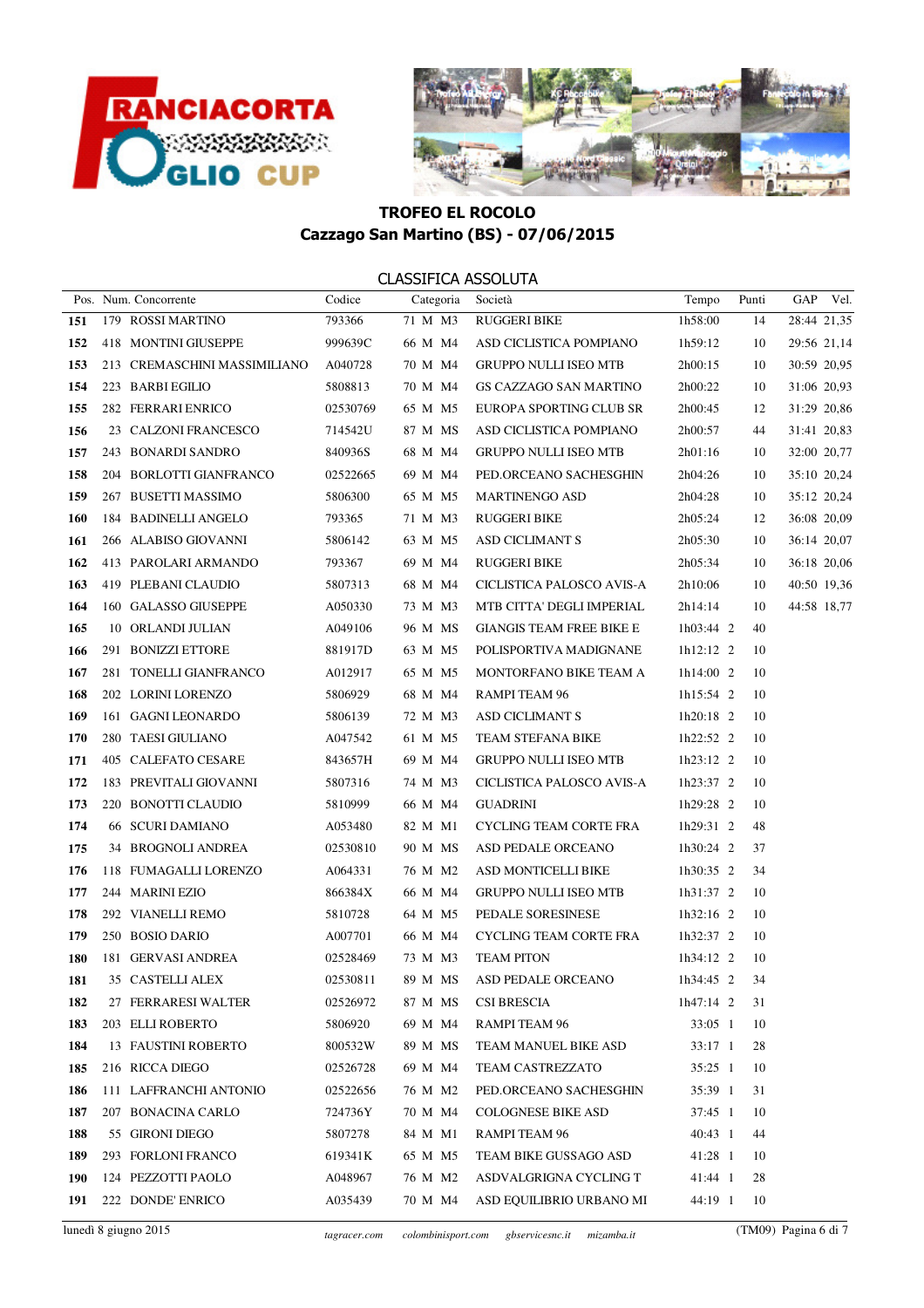# TROFEO EL ROCOLO

## Cazzago San Martino (BS) - 07/06/2015

### CLASSIFICA ASSOLUTA

| Pos. | Num. | Concorrente | Codice | Categoria | Società | Tempo | Punti | GAP | Vel. |
|---|---|---|---|---|---|---|---|---|---|
| 151 | 179 | ROSSI MARTINO | 793366 | 71 M M3 | RUGGERI BIKE | 1h58:00 | 14 | 28:44 | 21,35 |
| 152 | 418 | MONTINI GIUSEPPE | 999639C | 66 M M4 | ASD CICLISTICA POMPIANO | 1h59:12 | 10 | 29:56 | 21,14 |
| 153 | 213 | CREMASCHINI MASSIMILIANO | A040728 | 70 M M4 | GRUPPO NULLI ISEO MTB | 2h00:15 | 10 | 30:59 | 20,95 |
| 154 | 223 | BARBI EGILIO | 5808813 | 70 M M4 | GS CAZZAGO SAN MARTINO | 2h00:22 | 10 | 31:06 | 20,93 |
| 155 | 282 | FERRARI ENRICO | 02530769 | 65 M M5 | EUROPA SPORTING CLUB SR | 2h00:45 | 12 | 31:29 | 20,86 |
| 156 | 23 | CALZONI FRANCESCO | 714542U | 87 M MS | ASD CICLISTICA POMPIANO | 2h00:57 | 44 | 31:41 | 20,83 |
| 157 | 243 | BONARDI SANDRO | 840936S | 68 M M4 | GRUPPO NULLI ISEO MTB | 2h01:16 | 10 | 32:00 | 20,77 |
| 158 | 204 | BORLOTTI GIANFRANCO | 02522665 | 69 M M4 | PED.ORCEANO SACHESGHIN | 2h04:26 | 10 | 35:10 | 20,24 |
| 159 | 267 | BUSETTI MASSIMO | 5806300 | 65 M M5 | MARTINENGO ASD | 2h04:28 | 10 | 35:12 | 20,24 |
| 160 | 184 | BADINELLI ANGELO | 793365 | 71 M M3 | RUGGERI BIKE | 2h05:24 | 12 | 36:08 | 20,09 |
| 161 | 266 | ALABISO GIOVANNI | 5806142 | 63 M M5 | ASD CICLIMANT S | 2h05:30 | 10 | 36:14 | 20,07 |
| 162 | 413 | PAROLARI ARMANDO | 793367 | 69 M M4 | RUGGERI BIKE | 2h05:34 | 10 | 36:18 | 20,06 |
| 163 | 419 | PLEBANI CLAUDIO | 5807313 | 68 M M4 | CICLISTICA PALOSCO AVIS-A | 2h10:06 | 10 | 40:50 | 19,36 |
| 164 | 160 | GALASSO GIUSEPPE | A050330 | 73 M M3 | MTB CITTA' DEGLI IMPERIAL | 2h14:14 | 10 | 44:58 | 18,77 |
| 165 | 10 | ORLANDI JULIAN | A049106 | 96 M MS | GIANGIS TEAM FREE BIKE E | 1h03:44 2 | 40 | | |
| 166 | 291 | BONIZZI ETTORE | 881917D | 63 M M5 | POLISPORTIVA MADIGNANE | 1h12:12 2 | 10 | | |
| 167 | 281 | TONELLI GIANFRANCO | A012917 | 65 M M5 | MONTORFANO BIKE TEAM A | 1h14:00 2 | 10 | | |
| 168 | 202 | LORINI LORENZO | 5806929 | 68 M M4 | RAMPI TEAM 96 | 1h15:54 2 | 10 | | |
| 169 | 161 | GAGNI LEONARDO | 5806139 | 72 M M3 | ASD CICLIMANT S | 1h20:18 2 | 10 | | |
| 170 | 280 | TAESI GIULIANO | A047542 | 61 M M5 | TEAM STEFANA BIKE | 1h22:52 2 | 10 | | |
| 171 | 405 | CALEFATO CESARE | 843657H | 69 M M4 | GRUPPO NULLI ISEO MTB | 1h23:12 2 | 10 | | |
| 172 | 183 | PREVITALI GIOVANNI | 5807316 | 74 M M3 | CICLISTICA PALOSCO AVIS-A | 1h23:37 2 | 10 | | |
| 173 | 220 | BONOTTI CLAUDIO | 5810999 | 66 M M4 | GUADRINI | 1h29:28 2 | 10 | | |
| 174 | 66 | SCURI DAMIANO | A053480 | 82 M M1 | CYCLING TEAM CORTE FRA | 1h29:31 2 | 48 | | |
| 175 | 34 | BROGNOLI ANDREA | 02530810 | 90 M MS | ASD PEDALE ORCEANO | 1h30:24 2 | 37 | | |
| 176 | 118 | FUMAGALLI LORENZO | A064331 | 76 M M2 | ASD MONTICELLI BIKE | 1h30:35 2 | 34 | | |
| 177 | 244 | MARINI EZIO | 866384X | 66 M M4 | GRUPPO NULLI ISEO MTB | 1h31:37 2 | 10 | | |
| 178 | 292 | VIANELLI REMO | 5810728 | 64 M M5 | PEDALE SORESINESE | 1h32:16 2 | 10 | | |
| 179 | 250 | BOSIO DARIO | A007701 | 66 M M4 | CYCLING TEAM CORTE FRA | 1h32:37 2 | 10 | | |
| 180 | 181 | GERVASI ANDREA | 02528469 | 73 M M3 | TEAM PITON | 1h34:12 2 | 10 | | |
| 181 | 35 | CASTELLI ALEX | 02530811 | 89 M MS | ASD PEDALE ORCEANO | 1h34:45 2 | 34 | | |
| 182 | 27 | FERRARESI WALTER | 02526972 | 87 M MS | CSI BRESCIA | 1h47:14 2 | 31 | | |
| 183 | 203 | ELLI ROBERTO | 5806920 | 69 M M4 | RAMPI TEAM 96 | 33:05 1 | 10 | | |
| 184 | 13 | FAUSTINI ROBERTO | 800532W | 89 M MS | TEAM MANUEL BIKE ASD | 33:17 1 | 28 | | |
| 185 | 216 | RICCA DIEGO | 02526728 | 69 M M4 | TEAM CASTREZZATO | 35:25 1 | 10 | | |
| 186 | 111 | LAFFRANCHI ANTONIO | 02522656 | 76 M M2 | PED.ORCEANO SACHESGHIN | 35:39 1 | 31 | | |
| 187 | 207 | BONACINA CARLO | 724736Y | 70 M M4 | COLOGNESE BIKE ASD | 37:45 1 | 10 | | |
| 188 | 55 | GIRONI DIEGO | 5807278 | 84 M M1 | RAMPI TEAM 96 | 40:43 1 | 44 | | |
| 189 | 293 | FORLONI FRANCO | 619341K | 65 M M5 | TEAM BIKE GUSSAGO ASD | 41:28 1 | 10 | | |
| 190 | 124 | PEZZOTTI PAOLO | A048967 | 76 M M2 | ASDVALGRIGNA CYCLING T | 41:44 1 | 28 | | |
| 191 | 222 | DONDE' ENRICO | A035439 | 70 M M4 | ASD EQUILIBRIO URBANO MI | 44:19 1 | 10 | | |

lunedì 8 giugno 2015 — *tagracer.com* *colombinisport.com* *gbservicesnc.it* *mizamba.it* — (TM09)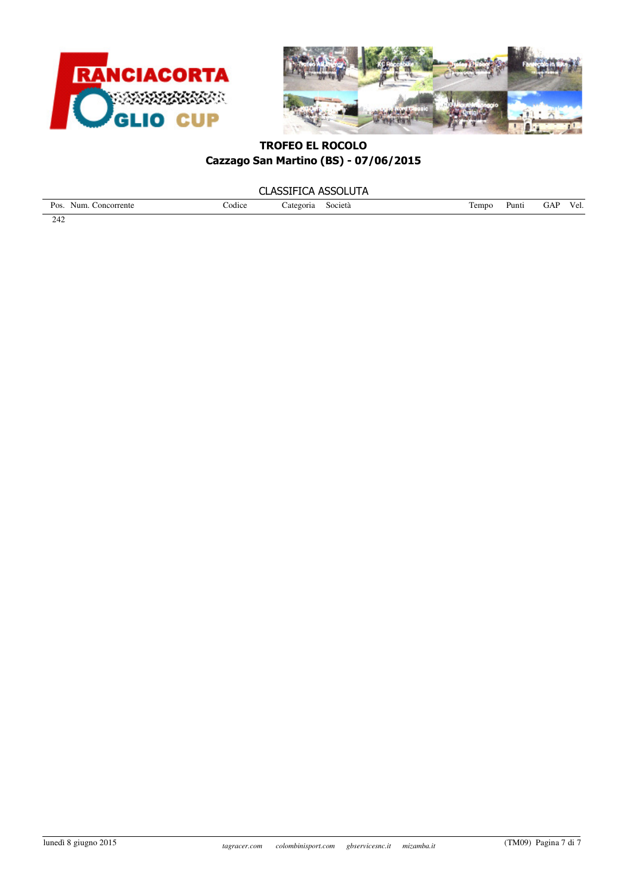**TROFEO EL ROCOLO**
**Cazzago San Martino (BS) - 07/06/2015**

CLASSIFICA ASSOLUTA

| Pos. | Num. | Concorrente | Codice | Categoria | Società | Tempo | Punti | GAP | Vel. |
|---|---|---|---|---|---|---|---|---|---|
| 242 | | | | | | | | | |

lunedì 8 giugno 2015 — *tagracer.com colombinisport.com gbservicesnc.it mizamba.it* — (TM09)